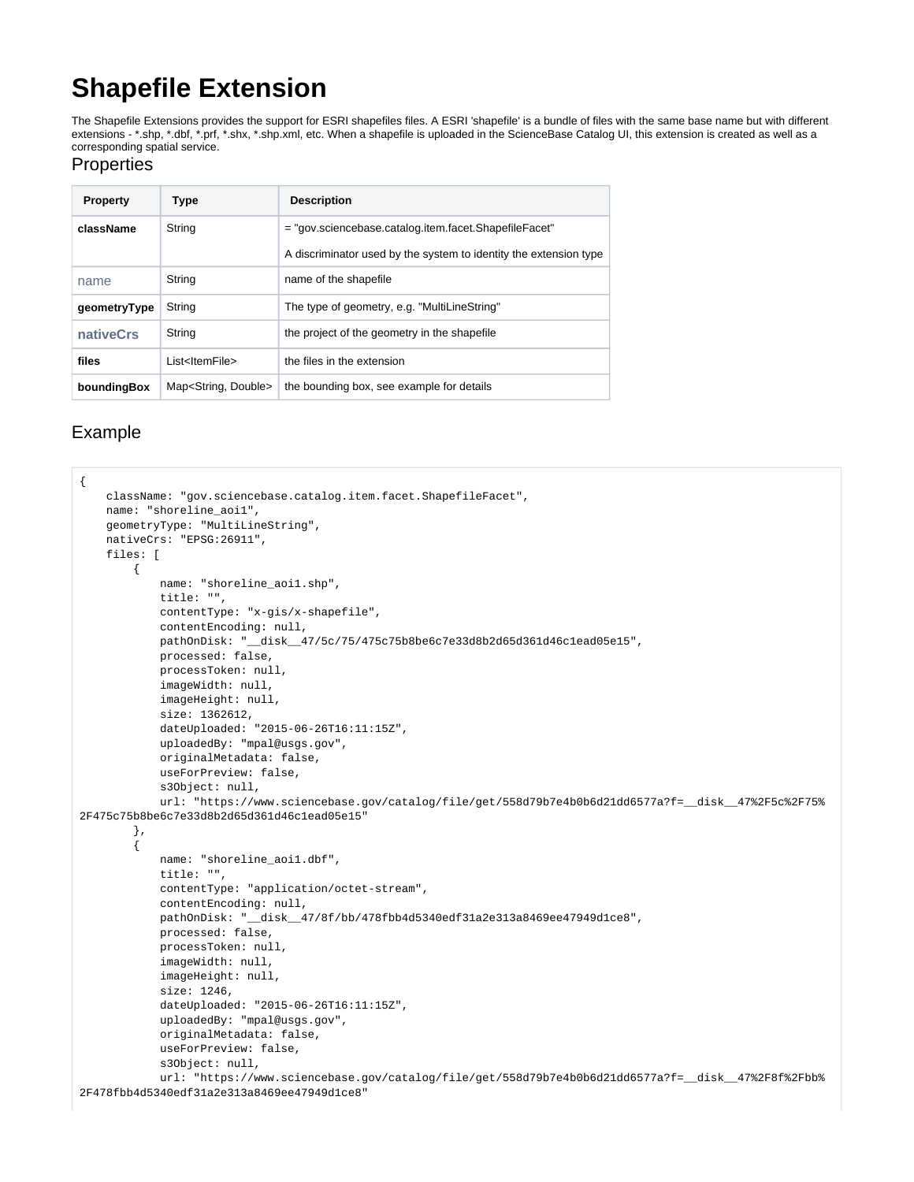# Shapefile Extension

The Shapefile Extensions provides the support for ESRI shapefiles files. A ESRI 'shapefile' is a bundle of files with the same base name but with different extensions - *.shp, *.dbf, *.prf, *.shx, *.shp.xml, etc. When a shapefile is uploaded in the ScienceBase Catalog UI, this extension is created as well as a corresponding spatial service.

## Properties

| Property | Type | Description |
|---|---|---|
| **className** | String | = "gov.sciencebase.catalog.item.facet.ShapefileFacet"<br><br>A discriminator used by the system to identity the extension type |
| name | String | name of the shapefile |
| **geometryType** | String | The type of geometry, e.g. "MultiLineString" |
| **nativeCrs** | String | the project of the geometry in the shapefile |
| **files** | List<ItemFile> | the files in the extension |
| **boundingBox** | Map<String, Double> | the bounding box, see example for details |

## Example

```
{
    className: "gov.sciencebase.catalog.item.facet.ShapefileFacet",
    name: "shoreline_aoi1",
    geometryType: "MultiLineString",
    nativeCrs: "EPSG:26911",
    files: [
        {
            name: "shoreline_aoi1.shp",
            title: "",
            contentType: "x-gis/x-shapefile",
            contentEncoding: null,
            pathOnDisk: "__disk__47/5c/75/475c75b8be6c7e33d8b2d65d361d46c1ead05e15",
            processed: false,
            processToken: null,
            imageWidth: null,
            imageHeight: null,
            size: 1362612,
            dateUploaded: "2015-06-26T16:11:15Z",
            uploadedBy: "mpal@usgs.gov",
            originalMetadata: false,
            useForPreview: false,
            s3Object: null,
            url: "https://www.sciencebase.gov/catalog/file/get/558d79b7e4b0b6d21dd6577a?f=__disk__47%2F5c%2F75%
2F475c75b8be6c7e33d8b2d65d361d46c1ead05e15"
        },
        {
            name: "shoreline_aoi1.dbf",
            title: "",
            contentType: "application/octet-stream",
            contentEncoding: null,
            pathOnDisk: "__disk__47/8f/bb/478fbb4d5340edf31a2e313a8469ee47949d1ce8",
            processed: false,
            processToken: null,
            imageWidth: null,
            imageHeight: null,
            size: 1246,
            dateUploaded: "2015-06-26T16:11:15Z",
            uploadedBy: "mpal@usgs.gov",
            originalMetadata: false,
            useForPreview: false,
            s3Object: null,
            url: "https://www.sciencebase.gov/catalog/file/get/558d79b7e4b0b6d21dd6577a?f=__disk__47%2F8f%2Fbb%
2F478fbb4d5340edf31a2e313a8469ee47949d1ce8"
```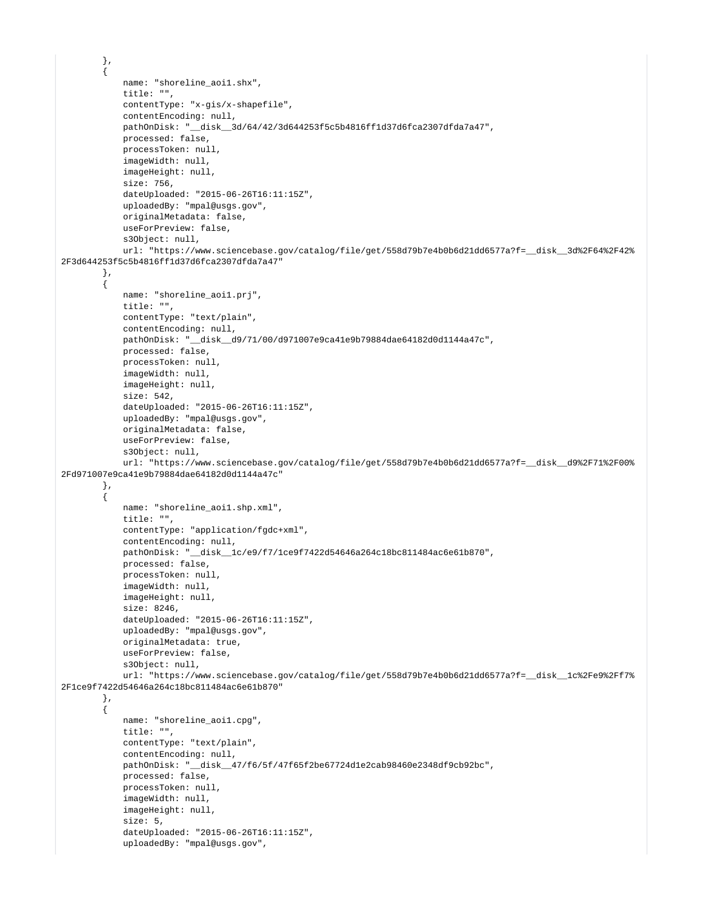```
        },
        {
            name: "shoreline_aoi1.shx",
            title: "",
            contentType: "x-gis/x-shapefile",
            contentEncoding: null,
            pathOnDisk: "__disk__3d/64/42/3d644253f5c5b4816ff1d37d6fca2307dfda7a47",
            processed: false,
            processToken: null,
            imageWidth: null,
            imageHeight: null,
            size: 756,
            dateUploaded: "2015-06-26T16:11:15Z",
            uploadedBy: "mpal@usgs.gov",
            originalMetadata: false,
            useForPreview: false,
            s3Object: null,
            url: "https://www.sciencebase.gov/catalog/file/get/558d79b7e4b0b6d21dd6577a?f=__disk__3d%2F64%2F42%2F3d644253f5c5b4816ff1d37d6fca2307dfda7a47"
        },
        {
            name: "shoreline_aoi1.prj",
            title: "",
            contentType: "text/plain",
            contentEncoding: null,
            pathOnDisk: "__disk__d9/71/00/d971007e9ca41e9b79884dae64182d0d1144a47c",
            processed: false,
            processToken: null,
            imageWidth: null,
            imageHeight: null,
            size: 542,
            dateUploaded: "2015-06-26T16:11:15Z",
            uploadedBy: "mpal@usgs.gov",
            originalMetadata: false,
            useForPreview: false,
            s3Object: null,
            url: "https://www.sciencebase.gov/catalog/file/get/558d79b7e4b0b6d21dd6577a?f=__disk__d9%2F71%2F00%2Fd971007e9ca41e9b79884dae64182d0d1144a47c"
        },
        {
            name: "shoreline_aoi1.shp.xml",
            title: "",
            contentType: "application/fgdc+xml",
            contentEncoding: null,
            pathOnDisk: "__disk__1c/e9/f7/1ce9f7422d54646a264c18bc811484ac6e61b870",
            processed: false,
            processToken: null,
            imageWidth: null,
            imageHeight: null,
            size: 8246,
            dateUploaded: "2015-06-26T16:11:15Z",
            uploadedBy: "mpal@usgs.gov",
            originalMetadata: true,
            useForPreview: false,
            s3Object: null,
            url: "https://www.sciencebase.gov/catalog/file/get/558d79b7e4b0b6d21dd6577a?f=__disk__1c%2Fe9%2Ff7%2F1ce9f7422d54646a264c18bc811484ac6e61b870"
        },
        {
            name: "shoreline_aoi1.cpg",
            title: "",
            contentType: "text/plain",
            contentEncoding: null,
            pathOnDisk: "__disk__47/f6/5f/47f65f2be67724d1e2cab98460e2348df9cb92bc",
            processed: false,
            processToken: null,
            imageWidth: null,
            imageHeight: null,
            size: 5,
            dateUploaded: "2015-06-26T16:11:15Z",
            uploadedBy: "mpal@usgs.gov",
```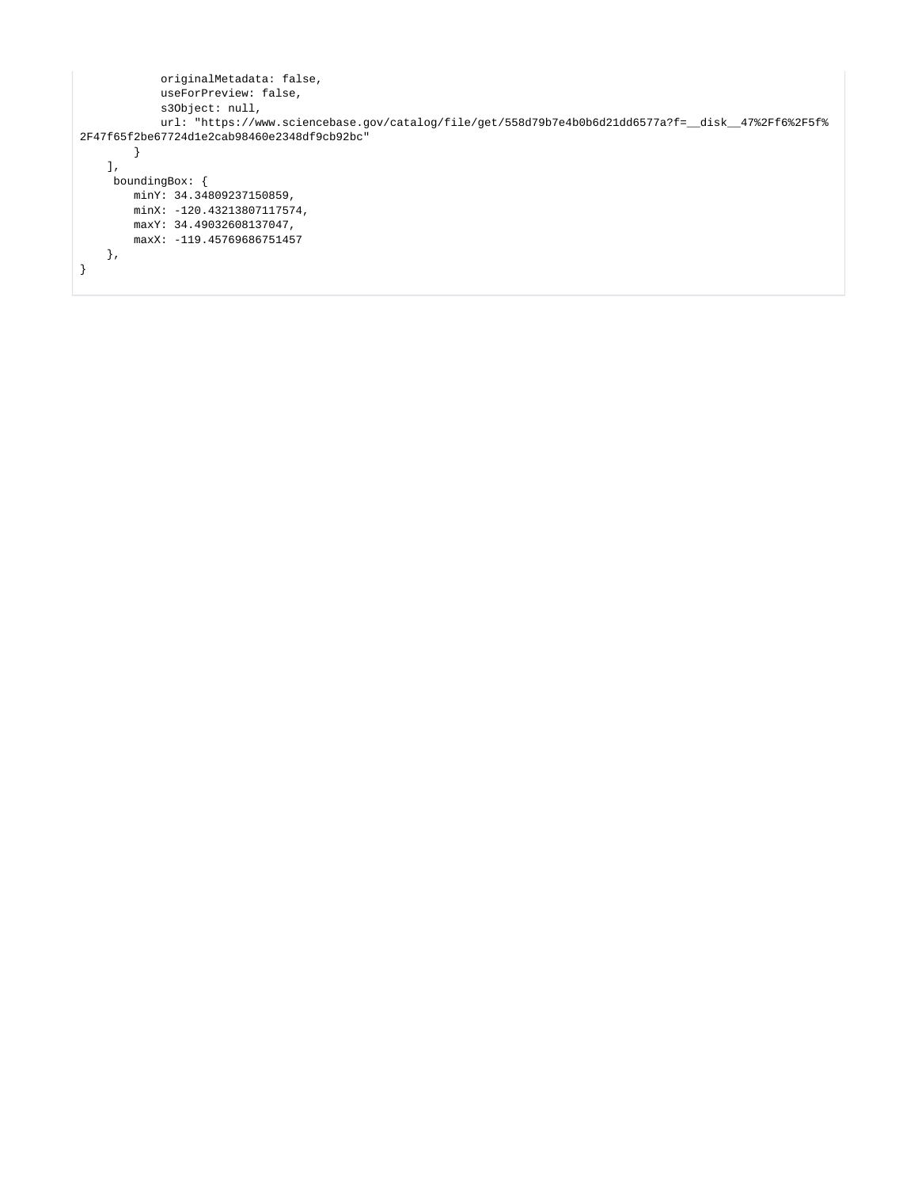```
            originalMetadata: false,
            useForPreview: false,
            s3Object: null,
            url: "https://www.sciencebase.gov/catalog/file/get/558d79b7e4b0b6d21dd6577a?f=__disk__47%2Ff6%2F5f%2F47f65f2be67724d1e2cab98460e2348df9cb92bc"
        }
    ],
    boundingBox: {
        minY: 34.34809237150859,
        minX: -120.43213807117574,
        maxY: 34.49032608137047,
        maxX: -119.45769686751457
    },
}
```